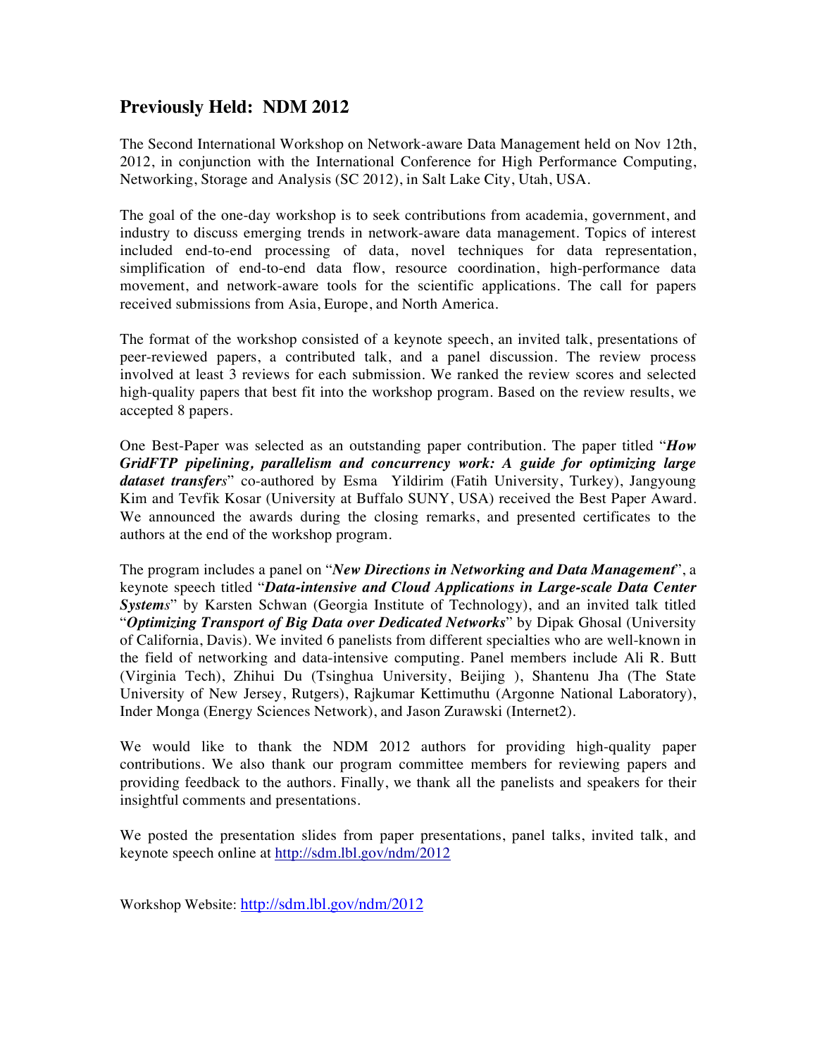## Previously Held: NDM 2012

The Second International Workshop on Network-aware Data Management held on Nov 12th, 2012, in conjunction with the International Conference for High Performance Computing, Networking, Storage and Analysis (SC 2012), in Salt Lake City, Utah, USA.

The goal of the one-day workshop is to seek contributions from academia, government, and industry to discuss emerging trends in network-aware data management. Topics of interest included end-to-end processing of data, novel techniques for data representation, simplification of end-to-end data flow, resource coordination, high-performance data movement, and network-aware tools for the scientific applications. The call for papers received submissions from Asia, Europe, and North America.

The format of the workshop consisted of a keynote speech, an invited talk, presentations of peer-reviewed papers, a contributed talk, and a panel discussion. The review process involved at least 3 reviews for each submission. We ranked the review scores and selected high-quality papers that best fit into the workshop program. Based on the review results, we accepted 8 papers.

One Best-Paper was selected as an outstanding paper contribution. The paper titled "***How GridFTP pipelining, parallelism and concurrency work: A guide for optimizing large dataset transfers***" co-authored by Esma Yildirim (Fatih University, Turkey), Jangyoung Kim and Tevfik Kosar (University at Buffalo SUNY, USA) received the Best Paper Award. We announced the awards during the closing remarks, and presented certificates to the authors at the end of the workshop program.

The program includes a panel on "***New Directions in Networking and Data Management***", a keynote speech titled "***Data-intensive and Cloud Applications in Large-scale Data Center Systems***" by Karsten Schwan (Georgia Institute of Technology), and an invited talk titled "***Optimizing Transport of Big Data over Dedicated Networks***" by Dipak Ghosal (University of California, Davis). We invited 6 panelists from different specialties who are well-known in the field of networking and data-intensive computing. Panel members include Ali R. Butt (Virginia Tech), Zhihui Du (Tsinghua University, Beijing ), Shantenu Jha (The State University of New Jersey, Rutgers), Rajkumar Kettimuthu (Argonne National Laboratory), Inder Monga (Energy Sciences Network), and Jason Zurawski (Internet2).

We would like to thank the NDM 2012 authors for providing high-quality paper contributions. We also thank our program committee members for reviewing papers and providing feedback to the authors. Finally, we thank all the panelists and speakers for their insightful comments and presentations.

We posted the presentation slides from paper presentations, panel talks, invited talk, and keynote speech online at http://sdm.lbl.gov/ndm/2012

Workshop Website: http://sdm.lbl.gov/ndm/2012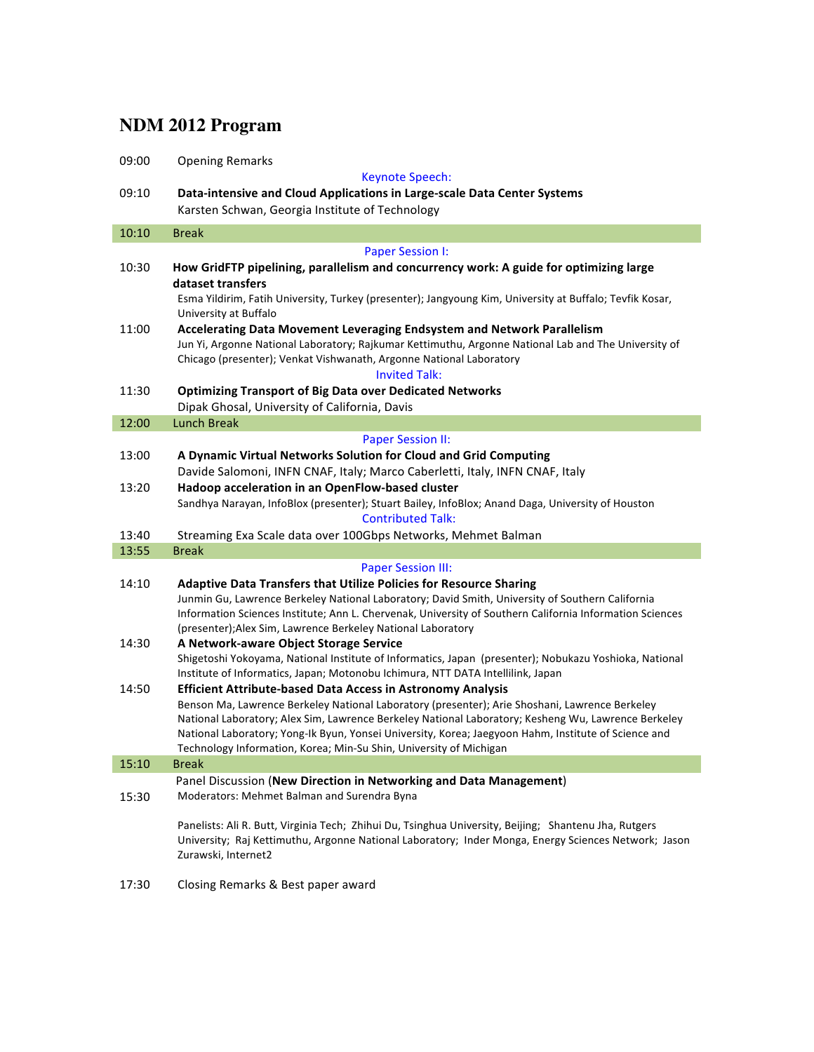# NDM 2012 Program

| Time | Event |
|---|---|
| 09:00 | Opening Remarks |
| | Keynote Speech: |
| 09:10 | **Data-intensive and Cloud Applications in Large-scale Data Center Systems**<br>Karsten Schwan, Georgia Institute of Technology |
| 10:10 | Break |
| | Paper Session I: |
| 10:30 | **How GridFTP pipelining, parallelism and concurrency work: A guide for optimizing large dataset transfers**<br>Esma Yildirim, Fatih University, Turkey (presenter); Jangyoung Kim, University at Buffalo; Tevfik Kosar, University at Buffalo |
| 11:00 | **Accelerating Data Movement Leveraging Endsystem and Network Parallelism**<br>Jun Yi, Argonne National Laboratory; Rajkumar Kettimuthu, Argonne National Lab and The University of Chicago (presenter); Venkat Vishwanath, Argonne National Laboratory |
| | Invited Talk: |
| 11:30 | **Optimizing Transport of Big Data over Dedicated Networks**<br>Dipak Ghosal, University of California, Davis |
| 12:00 | Lunch Break |
| | Paper Session II: |
| 13:00 | **A Dynamic Virtual Networks Solution for Cloud and Grid Computing**<br>Davide Salomoni, INFN CNAF, Italy; Marco Caberletti, Italy, INFN CNAF, Italy |
| 13:20 | **Hadoop acceleration in an OpenFlow-based cluster**<br>Sandhya Narayan, InfoBlox (presenter); Stuart Bailey, InfoBlox; Anand Daga, University of Houston |
| | Contributed Talk: |
| 13:40 | Streaming Exa Scale data over 100Gbps Networks, Mehmet Balman |
| 13:55 | Break |
| | Paper Session III: |
| 14:10 | **Adaptive Data Transfers that Utilize Policies for Resource Sharing**<br>Junmin Gu, Lawrence Berkeley National Laboratory; David Smith, University of Southern California Information Sciences Institute; Ann L. Chervenak, University of Southern California Information Sciences (presenter);Alex Sim, Lawrence Berkeley National Laboratory |
| 14:30 | **A Network-aware Object Storage Service**<br>Shigetoshi Yokoyama, National Institute of Informatics, Japan (presenter); Nobukazu Yoshioka, National Institute of Informatics, Japan; Motonobu Ichimura, NTT DATA Intellilink, Japan |
| 14:50 | **Efficient Attribute-based Data Access in Astronomy Analysis**<br>Benson Ma, Lawrence Berkeley National Laboratory (presenter); Arie Shoshani, Lawrence Berkeley National Laboratory; Alex Sim, Lawrence Berkeley National Laboratory; Kesheng Wu, Lawrence Berkeley National Laboratory; Yong-Ik Byun, Yonsei University, Korea; Jaegyoon Hahm, Institute of Science and Technology Information, Korea; Min-Su Shin, University of Michigan |
| 15:10 | Break |
| 15:30 | Panel Discussion (**New Direction in Networking and Data Management**)<br>Moderators: Mehmet Balman and Surendra Byna<br><br>Panelists: Ali R. Butt, Virginia Tech; Zhihui Du, Tsinghua University, Beijing; Shantenu Jha, Rutgers University; Raj Kettimuthu, Argonne National Laboratory; Inder Monga, Energy Sciences Network; Jason Zurawski, Internet2 |
| 17:30 | Closing Remarks & Best paper award |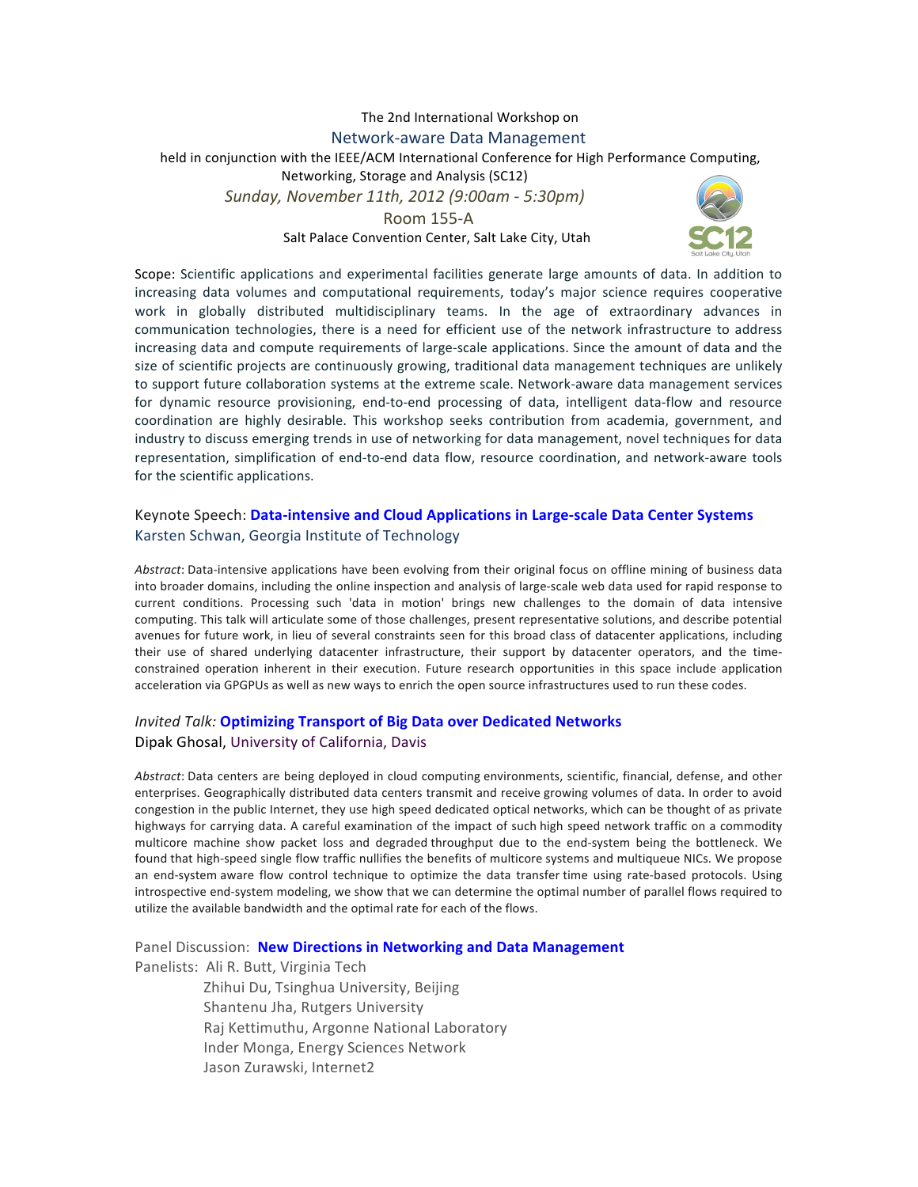The 2nd International Workshop on

# Network-aware Data Management

held in conjunction with the IEEE/ACM International Conference for High Performance Computing, Networking, Storage and Analysis (SC12)

*Sunday, November 11th, 2012 (9:00am - 5:30pm)*

Room 155-A

Salt Palace Convention Center, Salt Lake City, Utah

Scope: Scientific applications and experimental facilities generate large amounts of data. In addition to increasing data volumes and computational requirements, today's major science requires cooperative work in globally distributed multidisciplinary teams. In the age of extraordinary advances in communication technologies, there is a need for efficient use of the network infrastructure to address increasing data and compute requirements of large-scale applications. Since the amount of data and the size of scientific projects are continuously growing, traditional data management techniques are unlikely to support future collaboration systems at the extreme scale. Network-aware data management services for dynamic resource provisioning, end-to-end processing of data, intelligent data-flow and resource coordination are highly desirable. This workshop seeks contribution from academia, government, and industry to discuss emerging trends in use of networking for data management, novel techniques for data representation, simplification of end-to-end data flow, resource coordination, and network-aware tools for the scientific applications.

## Keynote Speech: **Data-intensive and Cloud Applications in Large-scale Data Center Systems**

Karsten Schwan, Georgia Institute of Technology

*Abstract*: Data-intensive applications have been evolving from their original focus on offline mining of business data into broader domains, including the online inspection and analysis of large-scale web data used for rapid response to current conditions. Processing such 'data in motion' brings new challenges to the domain of data intensive computing. This talk will articulate some of those challenges, present representative solutions, and describe potential avenues for future work, in lieu of several constraints seen for this broad class of datacenter applications, including their use of shared underlying datacenter infrastructure, their support by datacenter operators, and the time-constrained operation inherent in their execution. Future research opportunities in this space include application acceleration via GPGPUs as well as new ways to enrich the open source infrastructures used to run these codes.

## *Invited Talk:* **Optimizing Transport of Big Data over Dedicated Networks**

Dipak Ghosal, University of California, Davis

*Abstract*: Data centers are being deployed in cloud computing environments, scientific, financial, defense, and other enterprises. Geographically distributed data centers transmit and receive growing volumes of data. In order to avoid congestion in the public Internet, they use high speed dedicated optical networks, which can be thought of as private highways for carrying data. A careful examination of the impact of such high speed network traffic on a commodity multicore machine show packet loss and degraded throughput due to the end-system being the bottleneck. We found that high-speed single flow traffic nullifies the benefits of multicore systems and multiqueue NICs. We propose an end-system aware flow control technique to optimize the data transfer time using rate-based protocols. Using introspective end-system modeling, we show that we can determine the optimal number of parallel flows required to utilize the available bandwidth and the optimal rate for each of the flows.

## Panel Discussion: **New Directions in Networking and Data Management**

Panelists:
- Ali R. Butt, Virginia Tech
- Zhihui Du, Tsinghua University, Beijing
- Shantenu Jha, Rutgers University
- Raj Kettimuthu, Argonne National Laboratory
- Inder Monga, Energy Sciences Network
- Jason Zurawski, Internet2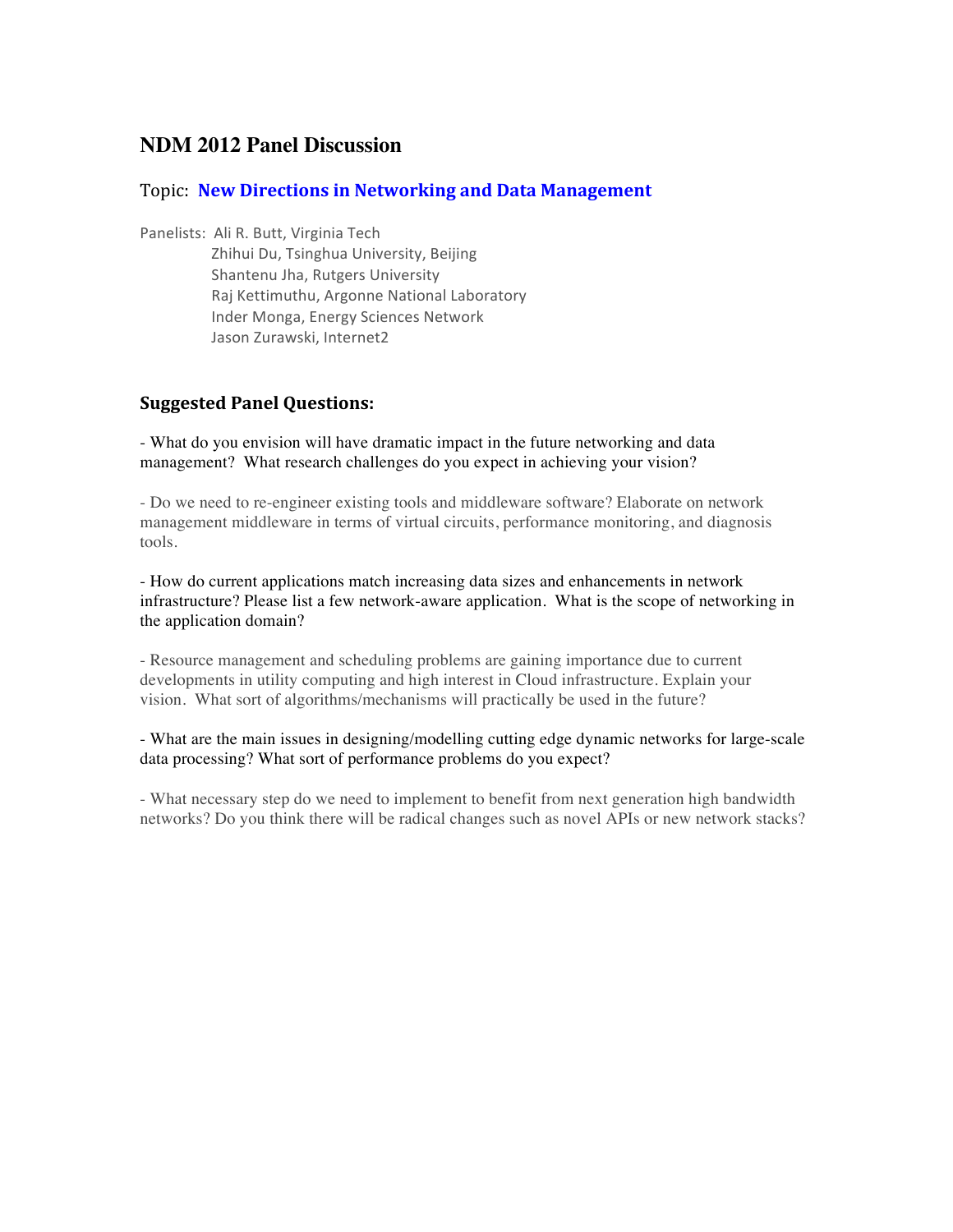# NDM 2012 Panel Discussion

## Topic: **New Directions in Networking and Data Management**

Panelists: Ali R. Butt, Virginia Tech
Zhihui Du, Tsinghua University, Beijing
Shantenu Jha, Rutgers University
Raj Kettimuthu, Argonne National Laboratory
Inder Monga, Energy Sciences Network
Jason Zurawski, Internet2

## Suggested Panel Questions:

- What do you envision will have dramatic impact in the future networking and data management? What research challenges do you expect in achieving your vision?

- Do we need to re-engineer existing tools and middleware software? Elaborate on network management middleware in terms of virtual circuits, performance monitoring, and diagnosis tools.

- How do current applications match increasing data sizes and enhancements in network infrastructure? Please list a few network-aware application. What is the scope of networking in the application domain?

- Resource management and scheduling problems are gaining importance due to current developments in utility computing and high interest in Cloud infrastructure. Explain your vision. What sort of algorithms/mechanisms will practically be used in the future?

- What are the main issues in designing/modelling cutting edge dynamic networks for large-scale data processing? What sort of performance problems do you expect?

- What necessary step do we need to implement to benefit from next generation high bandwidth networks? Do you think there will be radical changes such as novel APIs or new network stacks?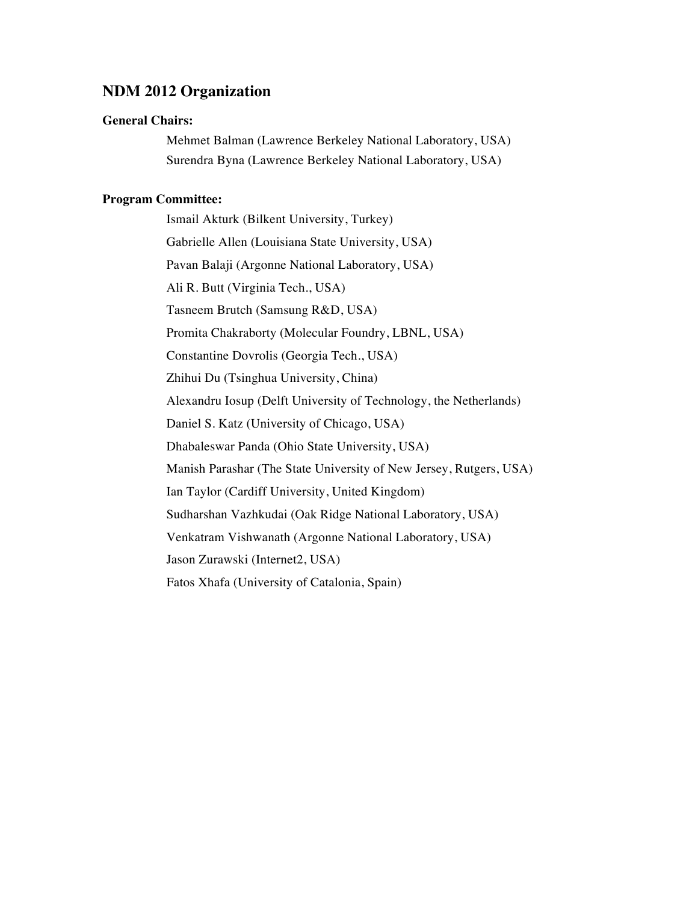## NDM 2012 Organization

**General Chairs:**

Mehmet Balman (Lawrence Berkeley National Laboratory, USA)
Surendra Byna (Lawrence Berkeley National Laboratory, USA)

**Program Committee:**

Ismail Akturk (Bilkent University, Turkey)
Gabrielle Allen (Louisiana State University, USA)
Pavan Balaji (Argonne National Laboratory, USA)
Ali R. Butt (Virginia Tech., USA)
Tasneem Brutch (Samsung R&D, USA)
Promita Chakraborty (Molecular Foundry, LBNL, USA)
Constantine Dovrolis (Georgia Tech., USA)
Zhihui Du (Tsinghua University, China)
Alexandru Iosup (Delft University of Technology, the Netherlands)
Daniel S. Katz (University of Chicago, USA)
Dhabaleswar Panda (Ohio State University, USA)
Manish Parashar (The State University of New Jersey, Rutgers, USA)
Ian Taylor (Cardiff University, United Kingdom)
Sudharshan Vazhkudai (Oak Ridge National Laboratory, USA)
Venkatram Vishwanath (Argonne National Laboratory, USA)
Jason Zurawski (Internet2, USA)
Fatos Xhafa (University of Catalonia, Spain)